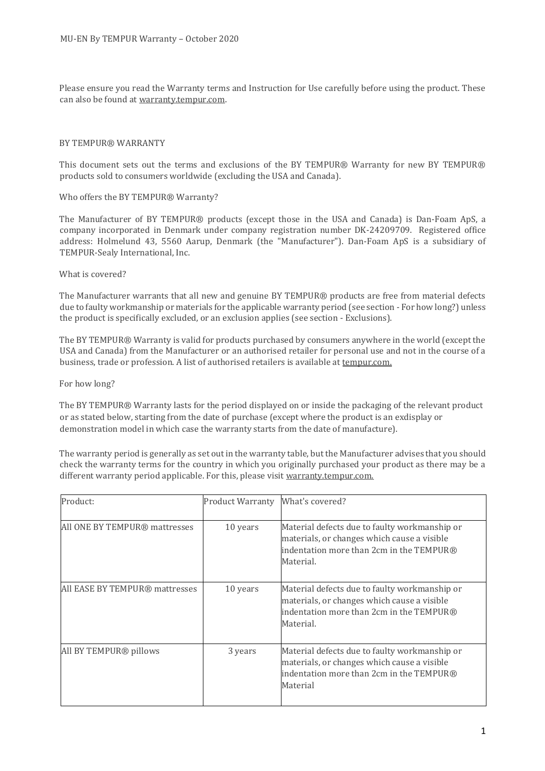MU-EN By TEMPUR Warranty – October 2020

Please ensure you read the Warranty terms and Instruction for Use carefully before using the product. These can also be found at warranty.tempur.com.

## BY TEMPUR® WARRANTY

This document sets out the terms and exclusions of the BY TEMPUR® Warranty for new BY TEMPUR® products sold to consumers worldwide (excluding the USA and Canada).

### Who offers the BY TEMPUR® Warranty?

The Manufacturer of BY TEMPUR® products (except those in the USA and Canada) is Dan-Foam ApS, a company incorporated in Denmark under company registration number DK-24209709. Registered office address: Holmelund 43, 5560 Aarup, Denmark (the "Manufacturer"). Dan-Foam ApS is a subsidiary of TEMPUR-Sealy International, Inc.

### What is covered?

The Manufacturer warrants that all new and genuine BY TEMPUR® products are free from material defects due to faulty workmanship or materials for the applicable warranty period (see section - For how long?) unless the product is specifically excluded, or an exclusion applies (see section - Exclusions).

The BY TEMPUR® Warranty is valid for products purchased by consumers anywhere in the world (except the USA and Canada) from the Manufacturer or an authorised retailer for personal use and not in the course of a business, trade or profession. A list of authorised retailers is available at tempur.com.

### For how long?

The BY TEMPUR® Warranty lasts for the period displayed on or inside the packaging of the relevant product or as stated below, starting from the date of purchase (except where the product is an exdisplay or demonstration model in which case the warranty starts from the date of manufacture).

The warranty period is generally as set out in the warranty table, but the Manufacturer advises that you should check the warranty terms for the country in which you originally purchased your product as there may be a different warranty period applicable. For this, please visit warranty.tempur.com.

| Product: | Product Warranty | What's covered? |
|---|---|---|
| All ONE BY TEMPUR® mattresses | 10 years | Material defects due to faulty workmanship or materials, or changes which cause a visible indentation more than 2cm in the TEMPUR® Material. |
| All EASE BY TEMPUR® mattresses | 10 years | Material defects due to faulty workmanship or materials, or changes which cause a visible indentation more than 2cm in the TEMPUR® Material. |
| All BY TEMPUR® pillows | 3 years | Material defects due to faulty workmanship or materials, or changes which cause a visible indentation more than 2cm in the TEMPUR® Material |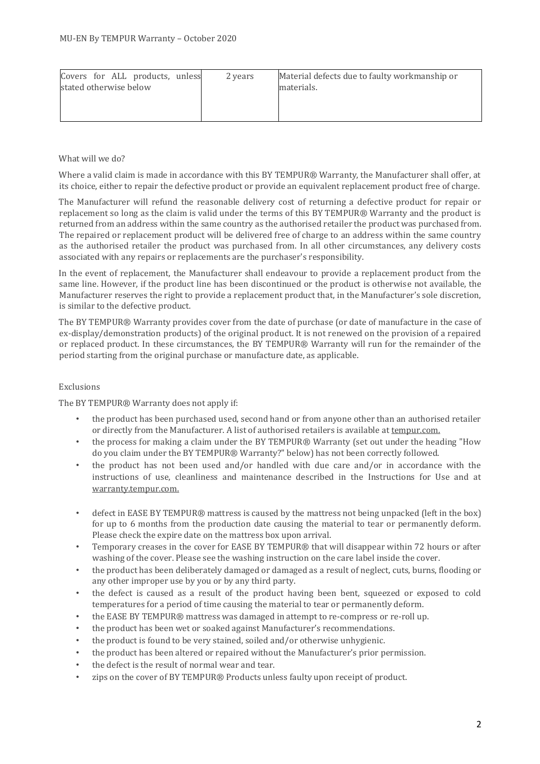| Covers for ALL products, unless stated otherwise below | 2 years | Material defects due to faulty workmanship or materials. |
|---|---|---|

What will we do?

Where a valid claim is made in accordance with this BY TEMPUR® Warranty, the Manufacturer shall offer, at its choice, either to repair the defective product or provide an equivalent replacement product free of charge.

The Manufacturer will refund the reasonable delivery cost of returning a defective product for repair or replacement so long as the claim is valid under the terms of this BY TEMPUR® Warranty and the product is returned from an address within the same country as the authorised retailer the product was purchased from. The repaired or replacement product will be delivered free of charge to an address within the same country as the authorised retailer the product was purchased from. In all other circumstances, any delivery costs associated with any repairs or replacements are the purchaser's responsibility.

In the event of replacement, the Manufacturer shall endeavour to provide a replacement product from the same line. However, if the product line has been discontinued or the product is otherwise not available, the Manufacturer reserves the right to provide a replacement product that, in the Manufacturer's sole discretion, is similar to the defective product.

The BY TEMPUR® Warranty provides cover from the date of purchase (or date of manufacture in the case of ex-display/demonstration products) of the original product. It is not renewed on the provision of a repaired or replaced product. In these circumstances, the BY TEMPUR® Warranty will run for the remainder of the period starting from the original purchase or manufacture date, as applicable.

Exclusions

The BY TEMPUR® Warranty does not apply if:

- the product has been purchased used, second hand or from anyone other than an authorised retailer or directly from the Manufacturer. A list of authorised retailers is available at tempur.com.
- the process for making a claim under the BY TEMPUR® Warranty (set out under the heading "How do you claim under the BY TEMPUR® Warranty?" below) has not been correctly followed.
- the product has not been used and/or handled with due care and/or in accordance with the instructions of use, cleanliness and maintenance described in the Instructions for Use and at warranty.tempur.com.
- defect in EASE BY TEMPUR® mattress is caused by the mattress not being unpacked (left in the box) for up to 6 months from the production date causing the material to tear or permanently deform. Please check the expire date on the mattress box upon arrival.
- Temporary creases in the cover for EASE BY TEMPUR® that will disappear within 72 hours or after washing of the cover. Please see the washing instruction on the care label inside the cover.
- the product has been deliberately damaged or damaged as a result of neglect, cuts, burns, flooding or any other improper use by you or by any third party.
- the defect is caused as a result of the product having been bent, squeezed or exposed to cold temperatures for a period of time causing the material to tear or permanently deform.
- the EASE BY TEMPUR® mattress was damaged in attempt to re-compress or re-roll up.
- the product has been wet or soaked against Manufacturer's recommendations.
- the product is found to be very stained, soiled and/or otherwise unhygienic.
- the product has been altered or repaired without the Manufacturer's prior permission.
- the defect is the result of normal wear and tear.
- zips on the cover of BY TEMPUR® Products unless faulty upon receipt of product.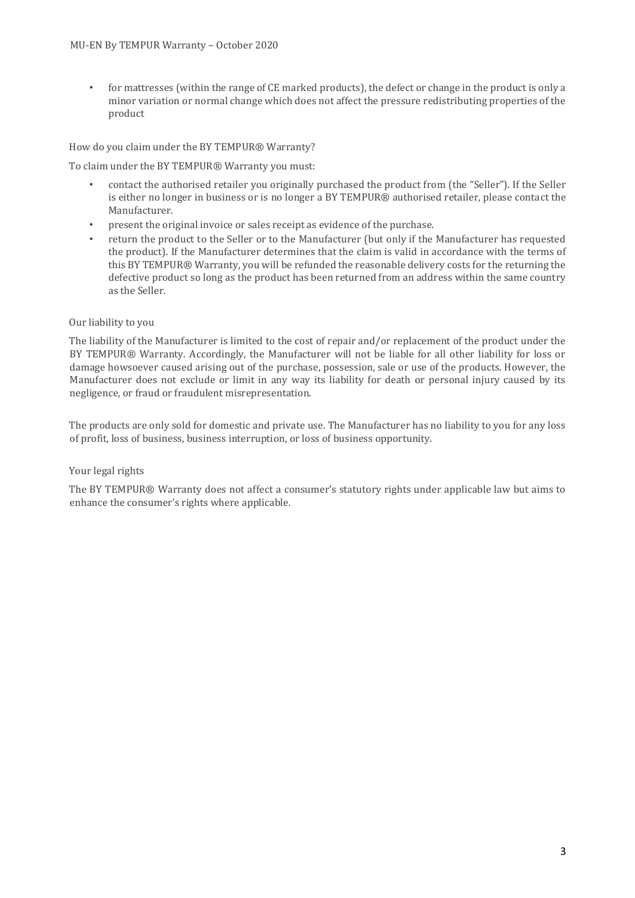- for mattresses (within the range of CE marked products), the defect or change in the product is only a minor variation or normal change which does not affect the pressure redistributing properties of the product

## How do you claim under the BY TEMPUR® Warranty?

To claim under the BY TEMPUR® Warranty you must:

- contact the authorised retailer you originally purchased the product from (the "Seller"). If the Seller is either no longer in business or is no longer a BY TEMPUR® authorised retailer, please contact the Manufacturer.
- present the original invoice or sales receipt as evidence of the purchase.
- return the product to the Seller or to the Manufacturer (but only if the Manufacturer has requested the product). If the Manufacturer determines that the claim is valid in accordance with the terms of this BY TEMPUR® Warranty, you will be refunded the reasonable delivery costs for the returning the defective product so long as the product has been returned from an address within the same country as the Seller.

## Our liability to you

The liability of the Manufacturer is limited to the cost of repair and/or replacement of the product under the BY TEMPUR® Warranty. Accordingly, the Manufacturer will not be liable for all other liability for loss or damage howsoever caused arising out of the purchase, possession, sale or use of the products. However, the Manufacturer does not exclude or limit in any way its liability for death or personal injury caused by its negligence, or fraud or fraudulent misrepresentation.

The products are only sold for domestic and private use. The Manufacturer has no liability to you for any loss of profit, loss of business, business interruption, or loss of business opportunity.

## Your legal rights

The BY TEMPUR® Warranty does not affect a consumer's statutory rights under applicable law but aims to enhance the consumer's rights where applicable.